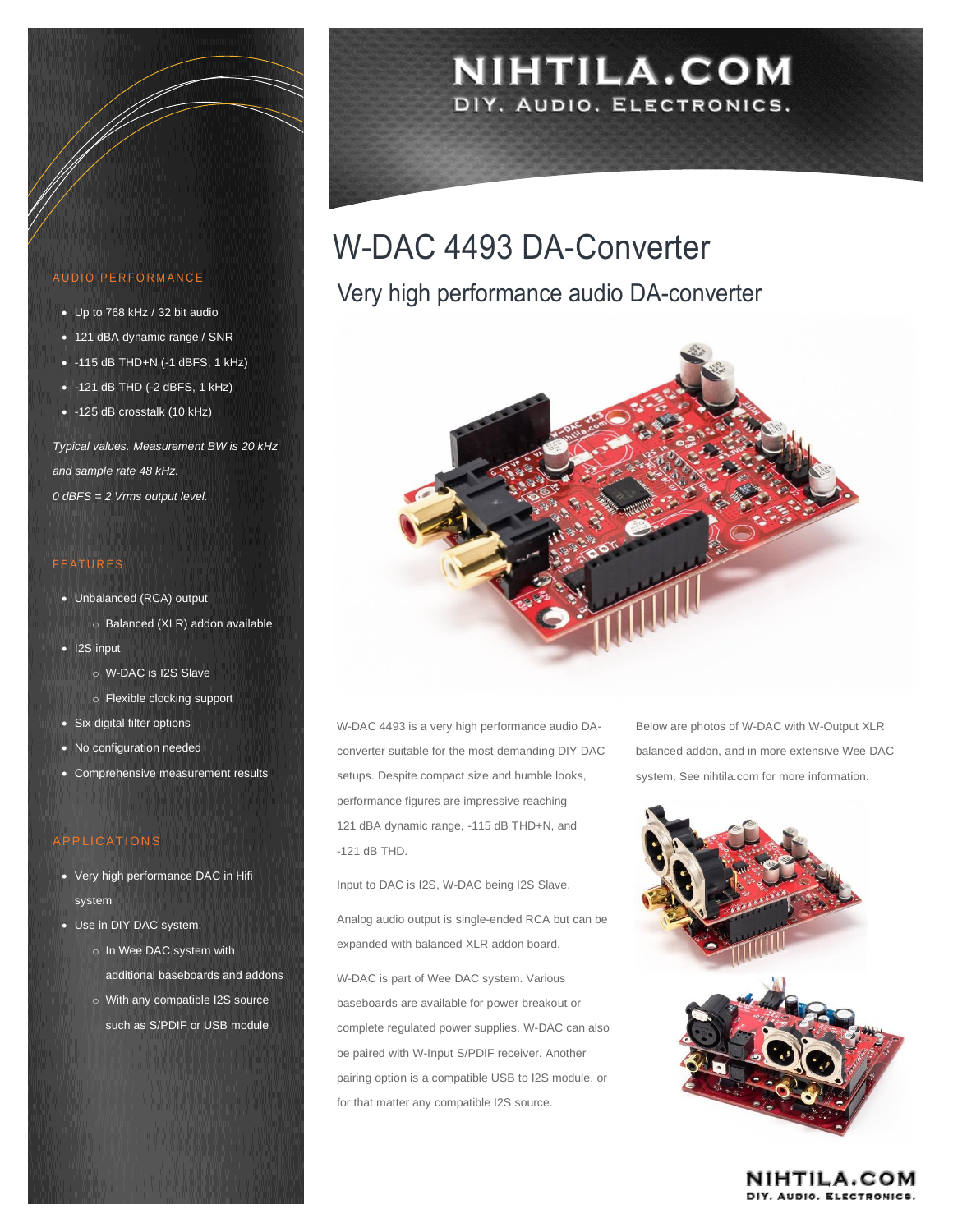# W-DAC 4493 DA-Converter

## Very high performance audio DA-converter

W-DAC 4493 is a very high performance audio DA-converter suitable for the most demanding DIY DAC setups. Despite compact size and humble looks, performance figures are impressive reaching 121 dBA dynamic range, -115 dB THD+N, and -121 dB THD.

Input to DAC is I2S, W-DAC being I2S Slave.

Analog audio output is single-ended RCA but can be expanded with balanced XLR addon board.

W-DAC is part of Wee DAC system. Various baseboards are available for power breakout or complete regulated power supplies. W-DAC can also be paired with W-Input S/PDIF receiver. Another pairing option is a compatible USB to I2S module, or for that matter any compatible I2S source.

Below are photos of W-DAC with W-Output XLR balanced addon, and in more extensive Wee DAC system. See nihtila.com for more information.

### AUDIO PERFORMANCE

- Up to 768 kHz / 32 bit audio
- 121 dBA dynamic range / SNR
- -115 dB THD+N (-1 dBFS, 1 kHz)
- -121 dB THD (-2 dBFS, 1 kHz)
- -125 dB crosstalk (10 kHz)

*Typical values. Measurement BW is 20 kHz and sample rate 48 kHz.*
*0 dBFS = 2 Vrms output level.*

### FEATURES

- Unbalanced (RCA) output
  - Balanced (XLR) addon available
- I2S input
  - W-DAC is I2S Slave
  - Flexible clocking support
- Six digital filter options
- No configuration needed
- Comprehensive measurement results

### APPLICATIONS

- Very high performance DAC in Hifi system
- Use in DIY DAC system:
  - In Wee DAC system with additional baseboards and addons
  - With any compatible I2S source such as S/PDIF or USB module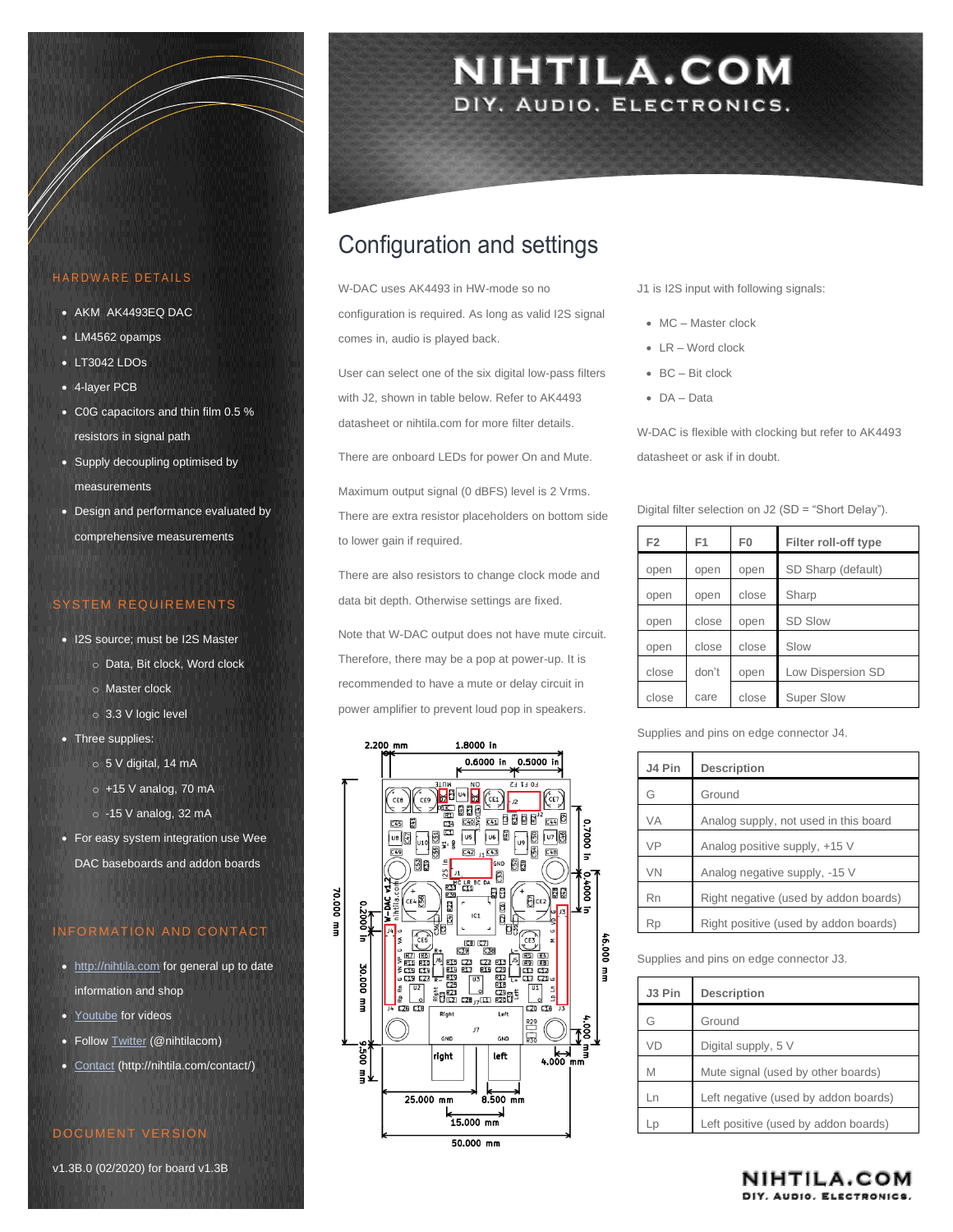## HARDWARE DETAILS

- AKM AK4493EQ DAC
- LM4562 opamps
- LT3042 LDOs
- 4-layer PCB
- C0G capacitors and thin film 0.5 % resistors in signal path
- Supply decoupling optimised by measurements
- Design and performance evaluated by comprehensive measurements

## SYSTEM REQUIREMENTS

- I2S source; must be I2S Master
  - Data, Bit clock, Word clock
  - Master clock
  - 3.3 V logic level
- Three supplies:
  - 5 V digital, 14 mA
  - +15 V analog, 70 mA
  - -15 V analog, 32 mA
- For easy system integration use Wee DAC baseboards and addon boards

## INFORMATION AND CONTACT

- http://nihtila.com for general up to date information and shop
- Youtube for videos
- Follow Twitter (@nihtilacom)
- Contact (http://nihtila.com/contact/)

## DOCUMENT VERSION

v1.3B.0 (02/2020) for board v1.3B

# NIHTILA.COM

DIY. AUDIO. ELECTRONICS.

# Configuration and settings

W-DAC uses AK4493 in HW-mode so no configuration is required. As long as valid I2S signal comes in, audio is played back.

User can select one of the six digital low-pass filters with J2, shown in table below. Refer to AK4493 datasheet or nihtila.com for more filter details.

There are onboard LEDs for power On and Mute.

Maximum output signal (0 dBFS) level is 2 Vrms. There are extra resistor placeholders on bottom side to lower gain if required.

There are also resistors to change clock mode and data bit depth. Otherwise settings are fixed.

Note that W-DAC output does not have mute circuit. Therefore, there may be a pop at power-up. It is recommended to have a mute or delay circuit in power amplifier to prevent loud pop in speakers.

2.200 mm
1.8000 in
0.6000 in
0.5000 in
0.7000 in
0.4000 in
70.000 mm
0.2000 in
30.000 mm
46.000 mm
4.000 mm
9.500 mm
4.000 mm
25.000 mm
8.500 mm
15.000 mm
50.000 mm

J1 is I2S input with following signals:

- MC – Master clock
- LR – Word clock
- BC – Bit clock
- DA – Data

W-DAC is flexible with clocking but refer to AK4493 datasheet or ask if in doubt.

Digital filter selection on J2 (SD = "Short Delay").

| F2 | F1 | F0 | Filter roll-off type |
|---|---|---|---|
| open | open | open | SD Sharp (default) |
| open | open | close | Sharp |
| open | close | open | SD Slow |
| open | close | close | Slow |
| close | don't care | open | Low Dispersion SD |
| close | | close | Super Slow |

Supplies and pins on edge connector J4.

| J4 Pin | Description |
|---|---|
| G | Ground |
| VA | Analog supply, not used in this board |
| VP | Analog positive supply, +15 V |
| VN | Analog negative supply, -15 V |
| Rn | Right negative (used by addon boards) |
| Rp | Right positive (used by addon boards) |

Supplies and pins on edge connector J3.

| J3 Pin | Description |
|---|---|
| G | Ground |
| VD | Digital supply, 5 V |
| M | Mute signal (used by other boards) |
| Ln | Left negative (used by addon boards) |
| Lp | Left positive (used by addon boards) |